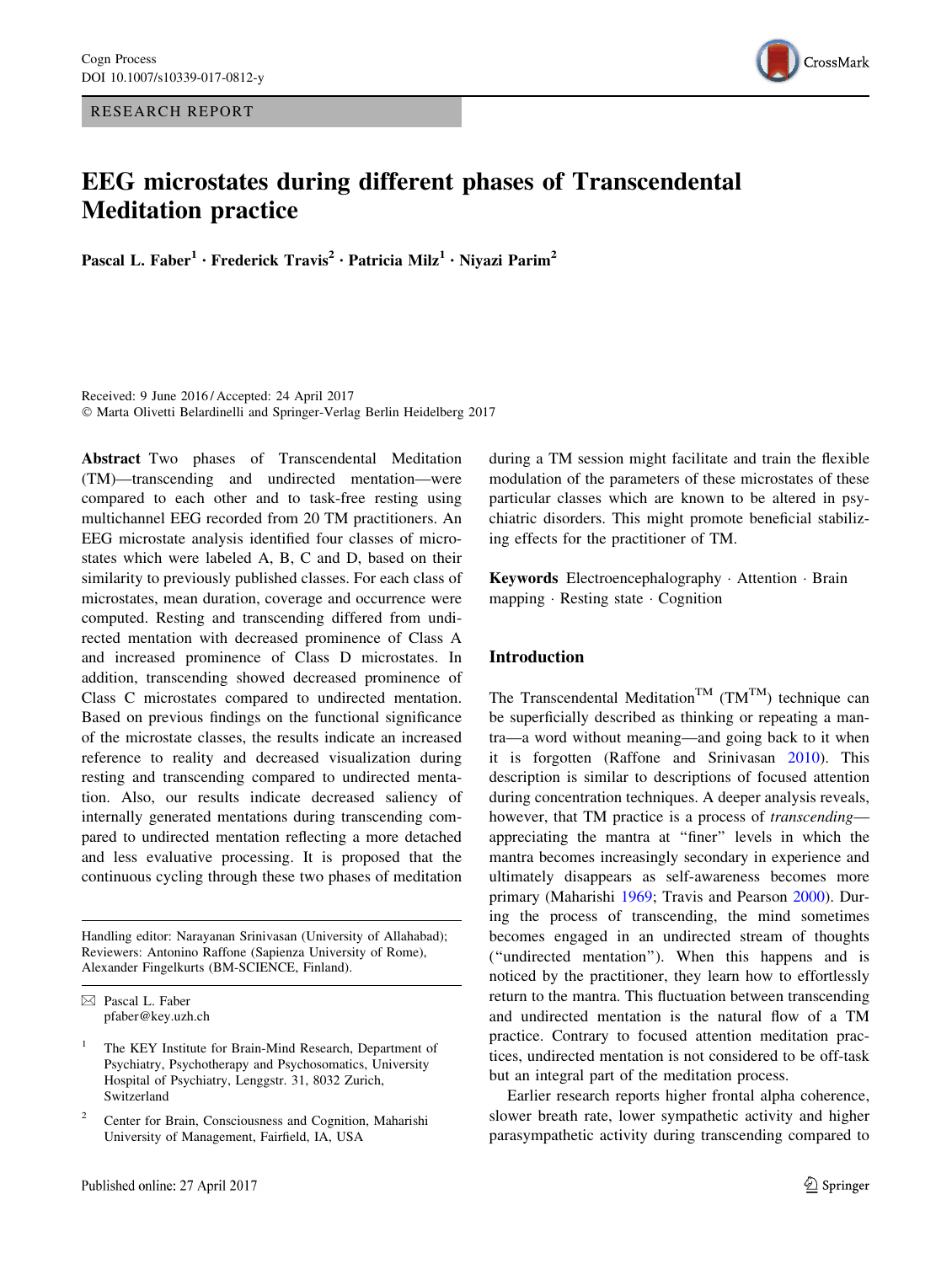RESEARCH REPORT

# EEG microstates during different phases of Transcendental Meditation practice

**Pascal L. Faber[1] · Frederick Travis[2] · Patricia Milz[1] · Niyazi Parim[2]**

Received: 9 June 2016 / Accepted: 24 April 2017
© Marta Olivetti Belardinelli and Springer-Verlag Berlin Heidelberg 2017

**Abstract** Two phases of Transcendental Meditation (TM)—transcending and undirected mentation—were compared to each other and to task-free resting using multichannel EEG recorded from 20 TM practitioners. An EEG microstate analysis identified four classes of microstates which were labeled A, B, C and D, based on their similarity to previously published classes. For each class of microstates, mean duration, coverage and occurrence were computed. Resting and transcending differed from undirected mentation with decreased prominence of Class A and increased prominence of Class D microstates. In addition, transcending showed decreased prominence of Class C microstates compared to undirected mentation. Based on previous findings on the functional significance of the microstate classes, the results indicate an increased reference to reality and decreased visualization during resting and transcending compared to undirected mentation. Also, our results indicate decreased saliency of internally generated mentations during transcending compared to undirected mentation reflecting a more detached and less evaluative processing. It is proposed that the continuous cycling through these two phases of meditation during a TM session might facilitate and train the flexible modulation of the parameters of these microstates of these particular classes which are known to be altered in psychiatric disorders. This might promote beneficial stabilizing effects for the practitioner of TM.

**Keywords** Electroencephalography · Attention · Brain mapping · Resting state · Cognition

Handling editor: Narayanan Srinivasan (University of Allahabad); Reviewers: Antonino Raffone (Sapienza University of Rome), Alexander Fingelkurts (BM-SCIENCE, Finland).

✉ Pascal L. Faber
pfaber@key.uzh.ch

[1] The KEY Institute for Brain-Mind Research, Department of Psychiatry, Psychotherapy and Psychosomatics, University Hospital of Psychiatry, Lenggstr. 31, 8032 Zurich, Switzerland

[2] Center for Brain, Consciousness and Cognition, Maharishi University of Management, Fairfield, IA, USA

## Introduction

The Transcendental Meditation™ (TM™) technique can be superficially described as thinking or repeating a mantra—a word without meaning—and going back to it when it is forgotten (Raffone and Srinivasan 2010). This description is similar to descriptions of focused attention during concentration techniques. A deeper analysis reveals, however, that TM practice is a process of *transcending*—appreciating the mantra at "finer" levels in which the mantra becomes increasingly secondary in experience and ultimately disappears as self-awareness becomes more primary (Maharishi 1969; Travis and Pearson 2000). During the process of transcending, the mind sometimes becomes engaged in an undirected stream of thoughts ("undirected mentation"). When this happens and is noticed by the practitioner, they learn how to effortlessly return to the mantra. This fluctuation between transcending and undirected mentation is the natural flow of a TM practice. Contrary to focused attention meditation practices, undirected mentation is not considered to be off-task but an integral part of the meditation process.

Earlier research reports higher frontal alpha coherence, slower breath rate, lower sympathetic activity and higher parasympathetic activity during transcending compared to

Published online: 27 April 2017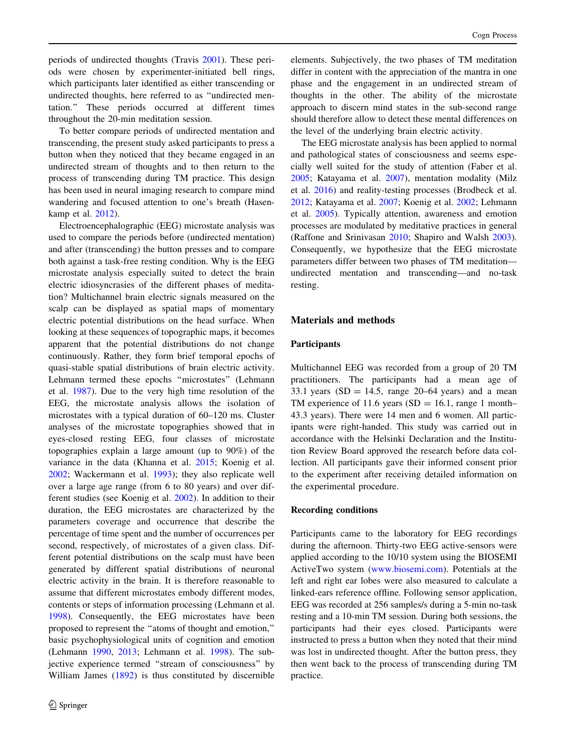periods of undirected thoughts (Travis 2001). These periods were chosen by experimenter-initiated bell rings, which participants later identified as either transcending or undirected thoughts, here referred to as "undirected mentation." These periods occurred at different times throughout the 20-min meditation session.

To better compare periods of undirected mentation and transcending, the present study asked participants to press a button when they noticed that they became engaged in an undirected stream of thoughts and to then return to the process of transcending during TM practice. This design has been used in neural imaging research to compare mind wandering and focused attention to one's breath (Hasenkamp et al. 2012).

Electroencephalographic (EEG) microstate analysis was used to compare the periods before (undirected mentation) and after (transcending) the button presses and to compare both against a task-free resting condition. Why is the EEG microstate analysis especially suited to detect the brain electric idiosyncrasies of the different phases of meditation? Multichannel brain electric signals measured on the scalp can be displayed as spatial maps of momentary electric potential distributions on the head surface. When looking at these sequences of topographic maps, it becomes apparent that the potential distributions do not change continuously. Rather, they form brief temporal epochs of quasi-stable spatial distributions of brain electric activity. Lehmann termed these epochs "microstates" (Lehmann et al. 1987). Due to the very high time resolution of the EEG, the microstate analysis allows the isolation of microstates with a typical duration of 60–120 ms. Cluster analyses of the microstate topographies showed that in eyes-closed resting EEG, four classes of microstate topographies explain a large amount (up to 90%) of the variance in the data (Khanna et al. 2015; Koenig et al. 2002; Wackermann et al. 1993); they also replicate well over a large age range (from 6 to 80 years) and over different studies (see Koenig et al. 2002). In addition to their duration, the EEG microstates are characterized by the parameters coverage and occurrence that describe the percentage of time spent and the number of occurrences per second, respectively, of microstates of a given class. Different potential distributions on the scalp must have been generated by different spatial distributions of neuronal electric activity in the brain. It is therefore reasonable to assume that different microstates embody different modes, contents or steps of information processing (Lehmann et al. 1998). Consequently, the EEG microstates have been proposed to represent the "atoms of thought and emotion," basic psychophysiological units of cognition and emotion (Lehmann 1990, 2013; Lehmann et al. 1998). The subjective experience termed "stream of consciousness" by William James (1892) is thus constituted by discernible elements. Subjectively, the two phases of TM meditation differ in content with the appreciation of the mantra in one phase and the engagement in an undirected stream of thoughts in the other. The ability of the microstate approach to discern mind states in the sub-second range should therefore allow to detect these mental differences on the level of the underlying brain electric activity.

The EEG microstate analysis has been applied to normal and pathological states of consciousness and seems especially well suited for the study of attention (Faber et al. 2005; Katayama et al. 2007), mentation modality (Milz et al. 2016) and reality-testing processes (Brodbeck et al. 2012; Katayama et al. 2007; Koenig et al. 2002; Lehmann et al. 2005). Typically attention, awareness and emotion processes are modulated by meditative practices in general (Raffone and Srinivasan 2010; Shapiro and Walsh 2003). Consequently, we hypothesize that the EEG microstate parameters differ between two phases of TM meditation—undirected mentation and transcending—and no-task resting.

## Materials and methods

### Participants

Multichannel EEG was recorded from a group of 20 TM practitioners. The participants had a mean age of 33.1 years (SD = 14.5, range 20–64 years) and a mean TM experience of 11.6 years (SD = 16.1, range 1 month–43.3 years). There were 14 men and 6 women. All participants were right-handed. This study was carried out in accordance with the Helsinki Declaration and the Institution Review Board approved the research before data collection. All participants gave their informed consent prior to the experiment after receiving detailed information on the experimental procedure.

### Recording conditions

Participants came to the laboratory for EEG recordings during the afternoon. Thirty-two EEG active-sensors were applied according to the 10/10 system using the BIOSEMI ActiveTwo system (www.biosemi.com). Potentials at the left and right ear lobes were also measured to calculate a linked-ears reference offline. Following sensor application, EEG was recorded at 256 samples/s during a 5-min no-task resting and a 10-min TM session. During both sessions, the participants had their eyes closed. Participants were instructed to press a button when they noted that their mind was lost in undirected thought. After the button press, they then went back to the process of transcending during TM practice.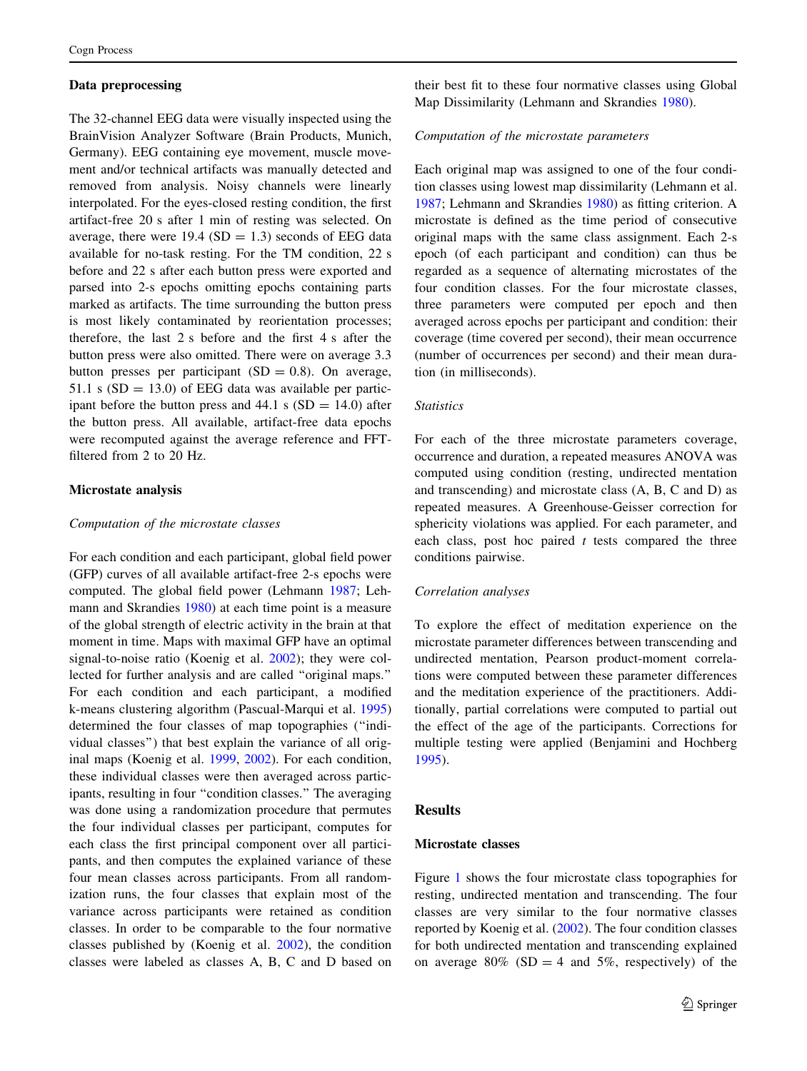### Data preprocessing

The 32-channel EEG data were visually inspected using the BrainVision Analyzer Software (Brain Products, Munich, Germany). EEG containing eye movement, muscle movement and/or technical artifacts was manually detected and removed from analysis. Noisy channels were linearly interpolated. For the eyes-closed resting condition, the first artifact-free 20 s after 1 min of resting was selected. On average, there were 19.4 (SD = 1.3) seconds of EEG data available for no-task resting. For the TM condition, 22 s before and 22 s after each button press were exported and parsed into 2-s epochs omitting epochs containing parts marked as artifacts. The time surrounding the button press is most likely contaminated by reorientation processes; therefore, the last 2 s before and the first 4 s after the button press were also omitted. There were on average 3.3 button presses per participant (SD = 0.8). On average, 51.1 s (SD = 13.0) of EEG data was available per participant before the button press and 44.1 s (SD = 14.0) after the button press. All available, artifact-free data epochs were recomputed against the average reference and FFT-filtered from 2 to 20 Hz.

### Microstate analysis

*Computation of the microstate classes*

For each condition and each participant, global field power (GFP) curves of all available artifact-free 2-s epochs were computed. The global field power (Lehmann 1987; Lehmann and Skrandies 1980) at each time point is a measure of the global strength of electric activity in the brain at that moment in time. Maps with maximal GFP have an optimal signal-to-noise ratio (Koenig et al. 2002); they were collected for further analysis and are called "original maps." For each condition and each participant, a modified k-means clustering algorithm (Pascual-Marqui et al. 1995) determined the four classes of map topographies ("individual classes") that best explain the variance of all original maps (Koenig et al. 1999, 2002). For each condition, these individual classes were then averaged across participants, resulting in four "condition classes." The averaging was done using a randomization procedure that permutes the four individual classes per participant, computes for each class the first principal component over all participants, and then computes the explained variance of these four mean classes across participants. From all randomization runs, the four classes that explain most of the variance across participants were retained as condition classes. In order to be comparable to the four normative classes published by (Koenig et al. 2002), the condition classes were labeled as classes A, B, C and D based on their best fit to these four normative classes using Global Map Dissimilarity (Lehmann and Skrandies 1980).

*Computation of the microstate parameters*

Each original map was assigned to one of the four condition classes using lowest map dissimilarity (Lehmann et al. 1987; Lehmann and Skrandies 1980) as fitting criterion. A microstate is defined as the time period of consecutive original maps with the same class assignment. Each 2-s epoch (of each participant and condition) can thus be regarded as a sequence of alternating microstates of the four condition classes. For the four microstate classes, three parameters were computed per epoch and then averaged across epochs per participant and condition: their coverage (time covered per second), their mean occurrence (number of occurrences per second) and their mean duration (in milliseconds).

*Statistics*

For each of the three microstate parameters coverage, occurrence and duration, a repeated measures ANOVA was computed using condition (resting, undirected mentation and transcending) and microstate class (A, B, C and D) as repeated measures. A Greenhouse-Geisser correction for sphericity violations was applied. For each parameter, and each class, post hoc paired *t* tests compared the three conditions pairwise.

*Correlation analyses*

To explore the effect of meditation experience on the microstate parameter differences between transcending and undirected mentation, Pearson product-moment correlations were computed between these parameter differences and the meditation experience of the practitioners. Additionally, partial correlations were computed to partial out the effect of the age of the participants. Corrections for multiple testing were applied (Benjamini and Hochberg 1995).

## Results

### Microstate classes

Figure 1 shows the four microstate class topographies for resting, undirected mentation and transcending. The four classes are very similar to the four normative classes reported by Koenig et al. (2002). The four condition classes for both undirected mentation and transcending explained on average 80% (SD = 4 and 5%, respectively) of the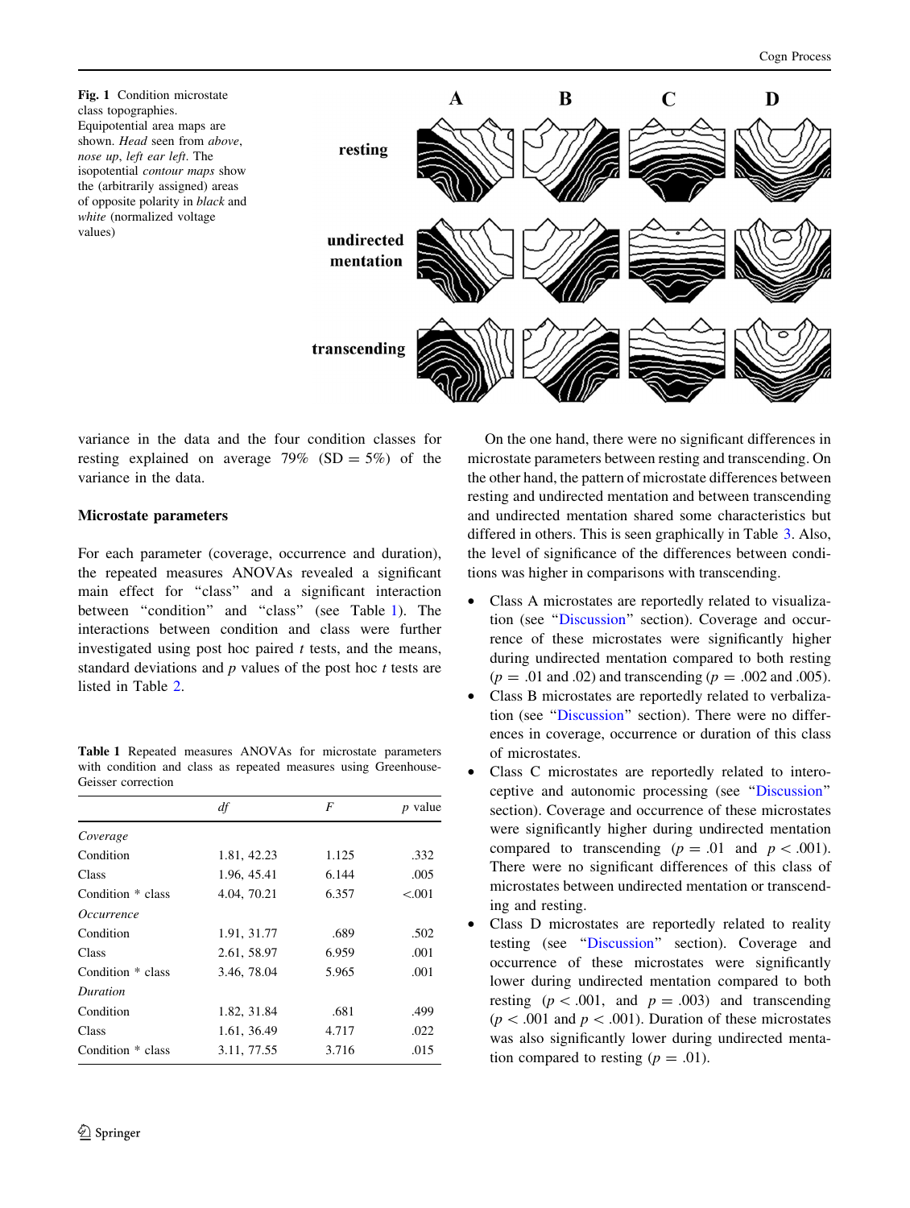**Fig. 1** Condition microstate class topographies. Equipotential area maps are shown. *Head* seen from *above*, *nose up*, *left ear left*. The isopotential *contour maps* show the (arbitrarily assigned) areas of opposite polarity in *black* and *white* (normalized voltage values)

variance in the data and the four condition classes for resting explained on average 79% (SD = 5%) of the variance in the data.

### Microstate parameters

For each parameter (coverage, occurrence and duration), the repeated measures ANOVAs revealed a significant main effect for "class" and a significant interaction between "condition" and "class" (see Table 1). The interactions between condition and class were further investigated using post hoc paired $t$ tests, and the means, standard deviations and $p$ values of the post hoc $t$ tests are listed in Table 2.

**Table 1** Repeated measures ANOVAs for microstate parameters with condition and class as repeated measures using Greenhouse-Geisser correction

| | df | F | p value |
|---|---|---|---|
| *Coverage* | | | |
| Condition | 1.81, 42.23 | 1.125 | .332 |
| Class | 1.96, 45.41 | 6.144 | .005 |
| Condition * class | 4.04, 70.21 | 6.357 | <.001 |
| *Occurrence* | | | |
| Condition | 1.91, 31.77 | .689 | .502 |
| Class | 2.61, 58.97 | 6.959 | .001 |
| Condition * class | 3.46, 78.04 | 5.965 | .001 |
| *Duration* | | | |
| Condition | 1.82, 31.84 | .681 | .499 |
| Class | 1.61, 36.49 | 4.717 | .022 |
| Condition * class | 3.11, 77.55 | 3.716 | .015 |

On the one hand, there were no significant differences in microstate parameters between resting and transcending. On the other hand, the pattern of microstate differences between resting and undirected mentation and between transcending and undirected mentation shared some characteristics but differed in others. This is seen graphically in Table 3. Also, the level of significance of the differences between conditions was higher in comparisons with transcending.

- Class A microstates are reportedly related to visualization (see "Discussion" section). Coverage and occurrence of these microstates were significantly higher during undirected mentation compared to both resting ($p = .01$ and .02) and transcending ($p = .002$ and .005).
- Class B microstates are reportedly related to verbalization (see "Discussion" section). There were no differences in coverage, occurrence or duration of this class of microstates.
- Class C microstates are reportedly related to interoceptive and autonomic processing (see "Discussion" section). Coverage and occurrence of these microstates were significantly higher during undirected mentation compared to transcending ($p = .01$ and $p < .001$). There were no significant differences of this class of microstates between undirected mentation or transcending and resting.
- Class D microstates are reportedly related to reality testing (see "Discussion" section). Coverage and occurrence of these microstates were significantly lower during undirected mentation compared to both resting ($p < .001$, and $p = .003$) and transcending ($p < .001$ and $p < .001$). Duration of these microstates was also significantly lower during undirected mentation compared to resting ($p = .01$).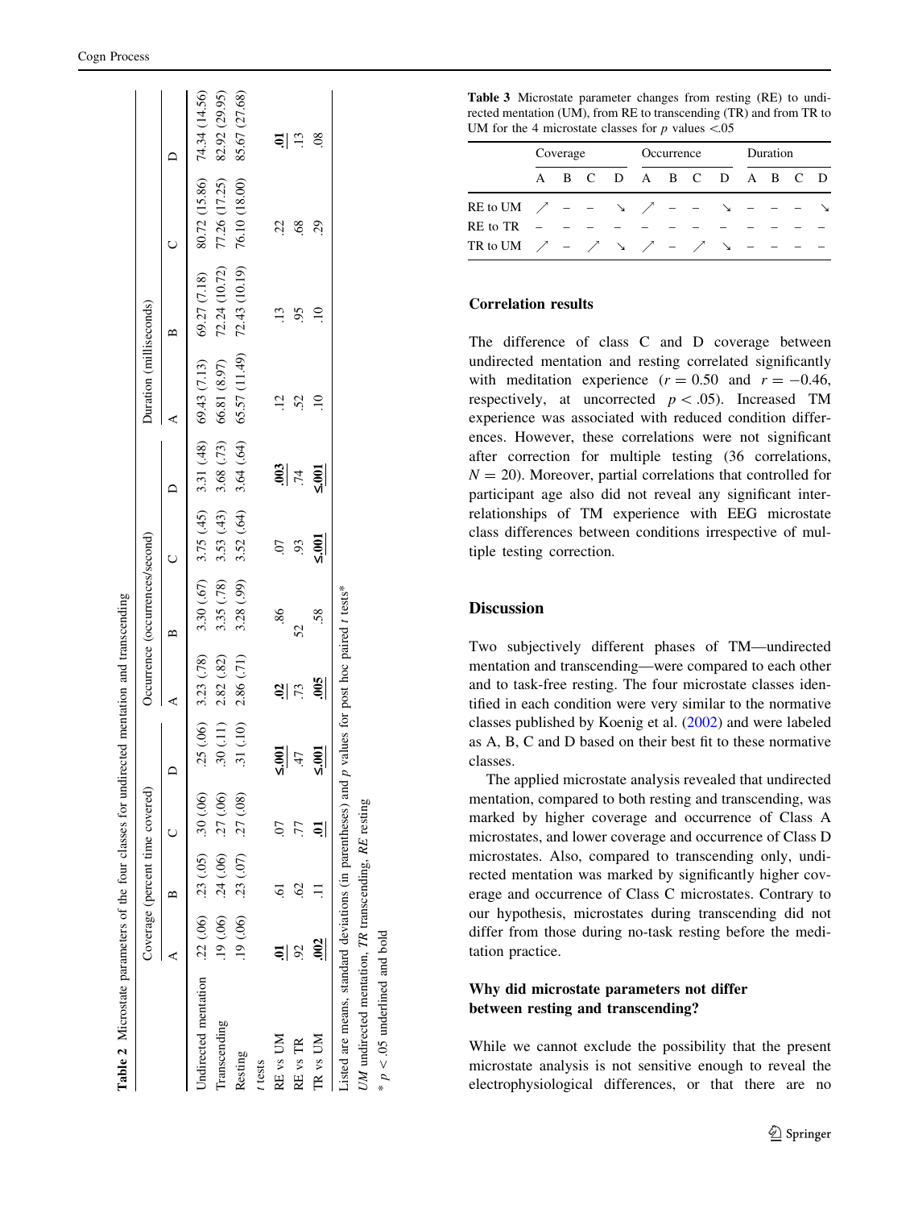**Table 2** Microstate parameters of the four classes for undirected mentation and transcending

| | Coverage (percent time covered) | | | | Occurrence (occurrences/second) | | | | Duration (milliseconds) | | | |
|---|---|---|---|---|---|---|---|---|---|---|---|---|
| | A | B | C | D | A | B | C | D | A | B | C | D |
| Undirected mentation | .22 (.06) | .23 (.05) | .30 (.06) | .25 (.06) | 3.23 (.78) | 3.30 (.67) | 3.75 (.45) | 3.31 (.48) | 69.43 (7.13) | 69.27 (7.18) | 80.72 (15.86) | 74.34 (14.56) |
| Transcending | .19 (.06) | .24 (.06) | .27 (.06) | .30 (.11) | 2.82 (.82) | 3.35 (.78) | 3.53 (.43) | 3.68 (.73) | 66.81 (8.97) | 72.24 (10.72) | 77.26 (17.25) | 82.92 (29.95) |
| Resting | .19 (.06) | .23 (.07) | .27 (.08) | .31 (.10) | 2.86 (.71) | 3.28 (.99) | 3.52 (.64) | 3.64 (.64) | 65.57 (11.49) | 72.43 (10.19) | 76.10 (18.00) | 85.67 (27.68) |
| *t* tests | | | | | | | | | | | | |
| RE vs UM | **.01** | .61 | .07 | **≤.001** | **.02** | .86 | .07 | **.003** | .12 | .13 | .22 | **.01** |
| RE vs TR | .92 | .62 | .77 | .47 | .73 | .52 | .93 | .74 | .52 | .95 | .68 | .13 |
| TR vs UM | **.002** | .11 | **.01** | **≤.001** | **.005** | .58 | **≤.001** | **≤.001** | .10 | .10 | .29 | .08 |

Listed are means, standard deviations (in parentheses) and *p* values for post hoc paired *t* tests*

*UM* undirected mentation, *TR* transcending, *RE* resting

* $p < .05$ underlined and bold

**Table 3** Microstate parameter changes from resting (RE) to undirected mentation (UM), from RE to transcending (TR) and from TR to UM for the 4 microstate classes for *p* values <.05

| | Coverage | | | | Occurrence | | | | Duration | | | |
|---|---|---|---|---|---|---|---|---|---|---|---|---|
| | A | B | C | D | A | B | C | D | A | B | C | D |
| RE to UM | ↗ | – | – | ↘ | ↗ | – | – | ↘ | – | – | – | ↘ |
| RE to TR | – | – | – | – | – | – | – | – | – | – | – | – |
| TR to UM | ↗ | – | ↗ | ↘ | ↗ | – | ↗ | ↘ | – | – | – | – |

### Correlation results

The difference of class C and D coverage between undirected mentation and resting correlated significantly with meditation experience ($r = 0.50$ and $r = -0.46$, respectively, at uncorrected $p < .05$). Increased TM experience was associated with reduced condition differences. However, these correlations were not significant after correction for multiple testing (36 correlations, $N = 20$). Moreover, partial correlations that controlled for participant age also did not reveal any significant interrelationships of TM experience with EEG microstate class differences between conditions irrespective of multiple testing correction.

## Discussion

Two subjectively different phases of TM—undirected mentation and transcending—were compared to each other and to task-free resting. The four microstate classes identified in each condition were very similar to the normative classes published by Koenig et al. (2002) and were labeled as A, B, C and D based on their best fit to these normative classes.

The applied microstate analysis revealed that undirected mentation, compared to both resting and transcending, was marked by higher coverage and occurrence of Class A microstates, and lower coverage and occurrence of Class D microstates. Also, compared to transcending only, undirected mentation was marked by significantly higher coverage and occurrence of Class C microstates. Contrary to our hypothesis, microstates during transcending did not differ from those during no-task resting before the meditation practice.

### Why did microstate parameters not differ between resting and transcending?

While we cannot exclude the possibility that the present microstate analysis is not sensitive enough to reveal the electrophysiological differences, or that there are no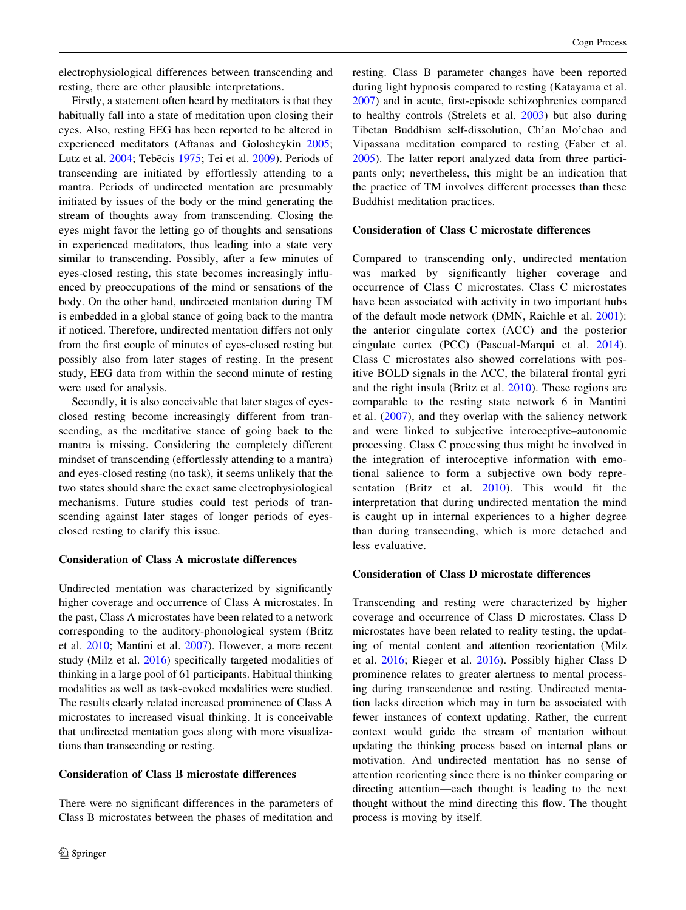electrophysiological differences between transcending and resting, there are other plausible interpretations.

Firstly, a statement often heard by meditators is that they habitually fall into a state of meditation upon closing their eyes. Also, resting EEG has been reported to be altered in experienced meditators (Aftanas and Golosheykin 2005; Lutz et al. 2004; Tebēcis 1975; Tei et al. 2009). Periods of transcending are initiated by effortlessly attending to a mantra. Periods of undirected mentation are presumably initiated by issues of the body or the mind generating the stream of thoughts away from transcending. Closing the eyes might favor the letting go of thoughts and sensations in experienced meditators, thus leading into a state very similar to transcending. Possibly, after a few minutes of eyes-closed resting, this state becomes increasingly influenced by preoccupations of the mind or sensations of the body. On the other hand, undirected mentation during TM is embedded in a global stance of going back to the mantra if noticed. Therefore, undirected mentation differs not only from the first couple of minutes of eyes-closed resting but possibly also from later stages of resting. In the present study, EEG data from within the second minute of resting were used for analysis.

Secondly, it is also conceivable that later stages of eyes-closed resting become increasingly different from transcending, as the meditative stance of going back to the mantra is missing. Considering the completely different mindset of transcending (effortlessly attending to a mantra) and eyes-closed resting (no task), it seems unlikely that the two states should share the exact same electrophysiological mechanisms. Future studies could test periods of transcending against later stages of longer periods of eyes-closed resting to clarify this issue.

### Consideration of Class A microstate differences

Undirected mentation was characterized by significantly higher coverage and occurrence of Class A microstates. In the past, Class A microstates have been related to a network corresponding to the auditory-phonological system (Britz et al. 2010; Mantini et al. 2007). However, a more recent study (Milz et al. 2016) specifically targeted modalities of thinking in a large pool of 61 participants. Habitual thinking modalities as well as task-evoked modalities were studied. The results clearly related increased prominence of Class A microstates to increased visual thinking. It is conceivable that undirected mentation goes along with more visualizations than transcending or resting.

### Consideration of Class B microstate differences

There were no significant differences in the parameters of Class B microstates between the phases of meditation and resting. Class B parameter changes have been reported during light hypnosis compared to resting (Katayama et al. 2007) and in acute, first-episode schizophrenics compared to healthy controls (Strelets et al. 2003) but also during Tibetan Buddhism self-dissolution, Ch'an Mo'chao and Vipassana meditation compared to resting (Faber et al. 2005). The latter report analyzed data from three participants only; nevertheless, this might be an indication that the practice of TM involves different processes than these Buddhist meditation practices.

### Consideration of Class C microstate differences

Compared to transcending only, undirected mentation was marked by significantly higher coverage and occurrence of Class C microstates. Class C microstates have been associated with activity in two important hubs of the default mode network (DMN, Raichle et al. 2001): the anterior cingulate cortex (ACC) and the posterior cingulate cortex (PCC) (Pascual-Marqui et al. 2014). Class C microstates also showed correlations with positive BOLD signals in the ACC, the bilateral frontal gyri and the right insula (Britz et al. 2010). These regions are comparable to the resting state network 6 in Mantini et al. (2007), and they overlap with the saliency network and were linked to subjective interoceptive–autonomic processing. Class C processing thus might be involved in the integration of interoceptive information with emotional salience to form a subjective own body representation (Britz et al. 2010). This would fit the interpretation that during undirected mentation the mind is caught up in internal experiences to a higher degree than during transcending, which is more detached and less evaluative.

### Consideration of Class D microstate differences

Transcending and resting were characterized by higher coverage and occurrence of Class D microstates. Class D microstates have been related to reality testing, the updating of mental content and attention reorientation (Milz et al. 2016; Rieger et al. 2016). Possibly higher Class D prominence relates to greater alertness to mental processing during transcendence and resting. Undirected mentation lacks direction which may in turn be associated with fewer instances of context updating. Rather, the current context would guide the stream of mentation without updating the thinking process based on internal plans or motivation. And undirected mentation has no sense of attention reorienting since there is no thinker comparing or directing attention—each thought is leading to the next thought without the mind directing this flow. The thought process is moving by itself.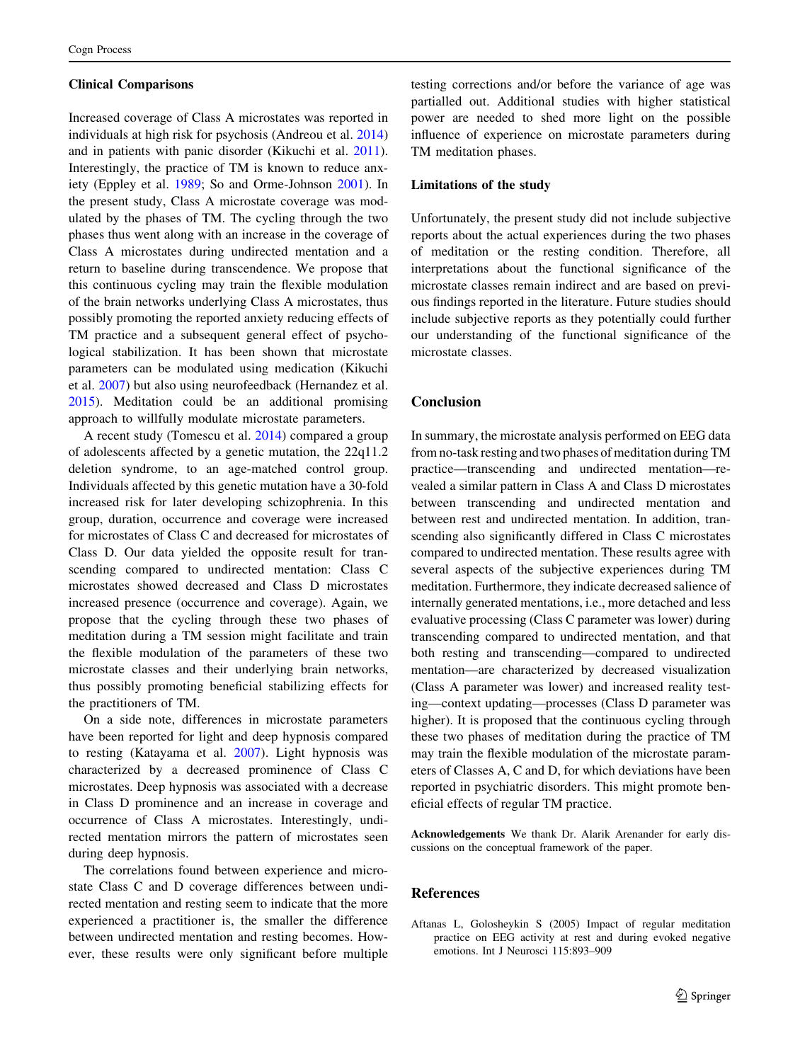### Clinical Comparisons

Increased coverage of Class A microstates was reported in individuals at high risk for psychosis (Andreou et al. 2014) and in patients with panic disorder (Kikuchi et al. 2011). Interestingly, the practice of TM is known to reduce anxiety (Eppley et al. 1989; So and Orme-Johnson 2001). In the present study, Class A microstate coverage was modulated by the phases of TM. The cycling through the two phases thus went along with an increase in the coverage of Class A microstates during undirected mentation and a return to baseline during transcendence. We propose that this continuous cycling may train the flexible modulation of the brain networks underlying Class A microstates, thus possibly promoting the reported anxiety reducing effects of TM practice and a subsequent general effect of psychological stabilization. It has been shown that microstate parameters can be modulated using medication (Kikuchi et al. 2007) but also using neurofeedback (Hernandez et al. 2015). Meditation could be an additional promising approach to willfully modulate microstate parameters.

A recent study (Tomescu et al. 2014) compared a group of adolescents affected by a genetic mutation, the 22q11.2 deletion syndrome, to an age-matched control group. Individuals affected by this genetic mutation have a 30-fold increased risk for later developing schizophrenia. In this group, duration, occurrence and coverage were increased for microstates of Class C and decreased for microstates of Class D. Our data yielded the opposite result for transcending compared to undirected mentation: Class C microstates showed decreased and Class D microstates increased presence (occurrence and coverage). Again, we propose that the cycling through these two phases of meditation during a TM session might facilitate and train the flexible modulation of the parameters of these two microstate classes and their underlying brain networks, thus possibly promoting beneficial stabilizing effects for the practitioners of TM.

On a side note, differences in microstate parameters have been reported for light and deep hypnosis compared to resting (Katayama et al. 2007). Light hypnosis was characterized by a decreased prominence of Class C microstates. Deep hypnosis was associated with a decrease in Class D prominence and an increase in coverage and occurrence of Class A microstates. Interestingly, undirected mentation mirrors the pattern of microstates seen during deep hypnosis.

The correlations found between experience and microstate Class C and D coverage differences between undirected mentation and resting seem to indicate that the more experienced a practitioner is, the smaller the difference between undirected mentation and resting becomes. However, these results were only significant before multiple testing corrections and/or before the variance of age was partialled out. Additional studies with higher statistical power are needed to shed more light on the possible influence of experience on microstate parameters during TM meditation phases.

### Limitations of the study

Unfortunately, the present study did not include subjective reports about the actual experiences during the two phases of meditation or the resting condition. Therefore, all interpretations about the functional significance of the microstate classes remain indirect and are based on previous findings reported in the literature. Future studies should include subjective reports as they potentially could further our understanding of the functional significance of the microstate classes.

## Conclusion

In summary, the microstate analysis performed on EEG data from no-task resting and two phases of meditation during TM practice—transcending and undirected mentation—revealed a similar pattern in Class A and Class D microstates between transcending and undirected mentation and between rest and undirected mentation. In addition, transcending also significantly differed in Class C microstates compared to undirected mentation. These results agree with several aspects of the subjective experiences during TM meditation. Furthermore, they indicate decreased salience of internally generated mentations, i.e., more detached and less evaluative processing (Class C parameter was lower) during transcending compared to undirected mentation, and that both resting and transcending—compared to undirected mentation—are characterized by decreased visualization (Class A parameter was lower) and increased reality testing—context updating—processes (Class D parameter was higher). It is proposed that the continuous cycling through these two phases of meditation during the practice of TM may train the flexible modulation of the microstate parameters of Classes A, C and D, for which deviations have been reported in psychiatric disorders. This might promote beneficial effects of regular TM practice.

**Acknowledgements** We thank Dr. Alarik Arenander for early discussions on the conceptual framework of the paper.

## References

Aftanas L, Golosheykin S (2005) Impact of regular meditation practice on EEG activity at rest and during evoked negative emotions. Int J Neurosci 115:893–909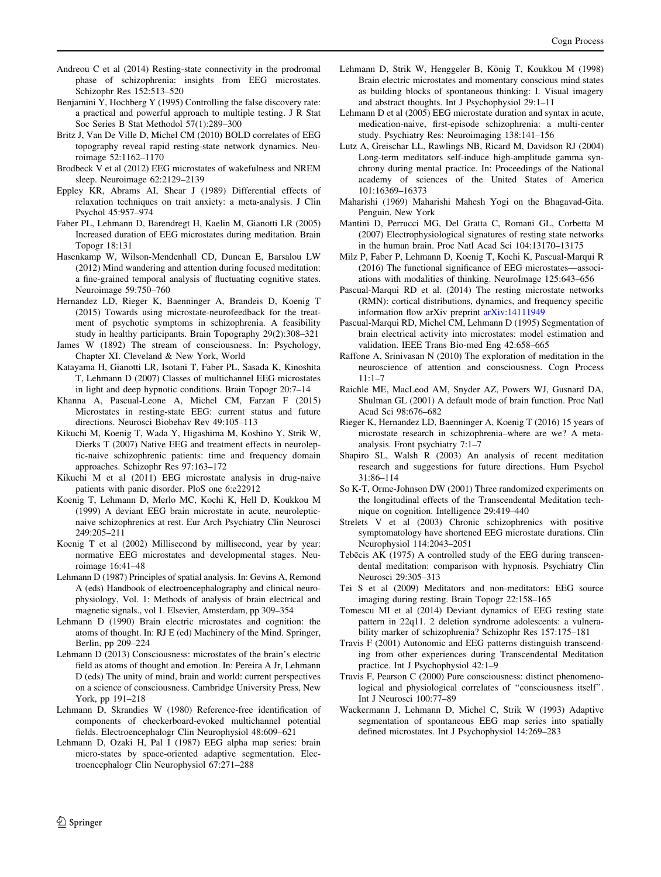Andreou C et al (2014) Resting-state connectivity in the prodromal phase of schizophrenia: insights from EEG microstates. Schizophr Res 152:513–520

Benjamini Y, Hochberg Y (1995) Controlling the false discovery rate: a practical and powerful approach to multiple testing. J R Stat Soc Series B Stat Methodol 57(1):289–300

Britz J, Van De Ville D, Michel CM (2010) BOLD correlates of EEG topography reveal rapid resting-state network dynamics. Neuroimage 52:1162–1170

Brodbeck V et al (2012) EEG microstates of wakefulness and NREM sleep. Neuroimage 62:2129–2139

Eppley KR, Abrams AI, Shear J (1989) Differential effects of relaxation techniques on trait anxiety: a meta-analysis. J Clin Psychol 45:957–974

Faber PL, Lehmann D, Barendregt H, Kaelin M, Gianotti LR (2005) Increased duration of EEG microstates during meditation. Brain Topogr 18:131

Hasenkamp W, Wilson-Mendenhall CD, Duncan E, Barsalou LW (2012) Mind wandering and attention during focused meditation: a fine-grained temporal analysis of fluctuating cognitive states. Neuroimage 59:750–760

Hernandez LD, Rieger K, Baenninger A, Brandeis D, Koenig T (2015) Towards using microstate-neurofeedback for the treatment of psychotic symptoms in schizophrenia. A feasibility study in healthy participants. Brain Topography 29(2):308–321

James W (1892) The stream of consciousness. In: Psychology, Chapter XI. Cleveland & New York, World

Katayama H, Gianotti LR, Isotani T, Faber PL, Sasada K, Kinoshita T, Lehmann D (2007) Classes of multichannel EEG microstates in light and deep hypnotic conditions. Brain Topogr 20:7–14

Khanna A, Pascual-Leone A, Michel CM, Farzan F (2015) Microstates in resting-state EEG: current status and future directions. Neurosci Biobehav Rev 49:105–113

Kikuchi M, Koenig T, Wada Y, Higashima M, Koshino Y, Strik W, Dierks T (2007) Native EEG and treatment effects in neuroleptic-naive schizophrenic patients: time and frequency domain approaches. Schizophr Res 97:163–172

Kikuchi M et al (2011) EEG microstate analysis in drug-naive patients with panic disorder. PloS one 6:e22912

Koenig T, Lehmann D, Merlo MC, Kochi K, Hell D, Koukkou M (1999) A deviant EEG brain microstate in acute, neuroleptic-naive schizophrenics at rest. Eur Arch Psychiatry Clin Neurosci 249:205–211

Koenig T et al (2002) Millisecond by millisecond, year by year: normative EEG microstates and developmental stages. Neuroimage 16:41–48

Lehmann D (1987) Principles of spatial analysis. In: Gevins A, Remond A (eds) Handbook of electroencephalography and clinical neurophysiology, Vol. 1: Methods of analysis of brain electrical and magnetic signals., vol 1. Elsevier, Amsterdam, pp 309–354

Lehmann D (1990) Brain electric microstates and cognition: the atoms of thought. In: RJ E (ed) Machinery of the Mind. Springer, Berlin, pp 209–224

Lehmann D (2013) Consciousness: microstates of the brain's electric field as atoms of thought and emotion. In: Pereira A Jr, Lehmann D (eds) The unity of mind, brain and world: current perspectives on a science of consciousness. Cambridge University Press, New York, pp 191–218

Lehmann D, Skrandies W (1980) Reference-free identification of components of checkerboard-evoked multichannel potential fields. Electroencephalogr Clin Neurophysiol 48:609–621

Lehmann D, Ozaki H, Pal I (1987) EEG alpha map series: brain micro-states by space-oriented adaptive segmentation. Electroencephalogr Clin Neurophysiol 67:271–288

Lehmann D, Strik W, Henggeler B, König T, Koukkou M (1998) Brain electric microstates and momentary conscious mind states as building blocks of spontaneous thinking: I. Visual imagery and abstract thoughts. Int J Psychophysiol 29:1–11

Lehmann D et al (2005) EEG microstate duration and syntax in acute, medication-naive, first-episode schizophrenia: a multi-center study. Psychiatry Res: Neuroimaging 138:141–156

Lutz A, Greischar LL, Rawlings NB, Ricard M, Davidson RJ (2004) Long-term meditators self-induce high-amplitude gamma synchrony during mental practice. In: Proceedings of the National academy of sciences of the United States of America 101:16369–16373

Maharishi (1969) Maharishi Mahesh Yogi on the Bhagavad-Gita. Penguin, New York

Mantini D, Perrucci MG, Del Gratta C, Romani GL, Corbetta M (2007) Electrophysiological signatures of resting state networks in the human brain. Proc Natl Acad Sci 104:13170–13175

Milz P, Faber P, Lehmann D, Koenig T, Kochi K, Pascual-Marqui R (2016) The functional significance of EEG microstates—associations with modalities of thinking. NeuroImage 125:643–656

Pascual-Marqui RD et al. (2014) The resting microstate networks (RMN): cortical distributions, dynamics, and frequency specific information flow arXiv preprint arXiv:14111949

Pascual-Marqui RD, Michel CM, Lehmann D (1995) Segmentation of brain electrical activity into microstates: model estimation and validation. IEEE Trans Bio-med Eng 42:658–665

Raffone A, Srinivasan N (2010) The exploration of meditation in the neuroscience of attention and consciousness. Cogn Process 11:1–7

Raichle ME, MacLeod AM, Snyder AZ, Powers WJ, Gusnard DA, Shulman GL (2001) A default mode of brain function. Proc Natl Acad Sci 98:676–682

Rieger K, Hernandez LD, Baenninger A, Koenig T (2016) 15 years of microstate research in schizophrenia–where are we? A meta-analysis. Front psychiatry 7:1–7

Shapiro SL, Walsh R (2003) An analysis of recent meditation research and suggestions for future directions. Hum Psychol 31:86–114

So K-T, Orme-Johnson DW (2001) Three randomized experiments on the longitudinal effects of the Transcendental Meditation technique on cognition. Intelligence 29:419–440

Strelets V et al (2003) Chronic schizophrenics with positive symptomatology have shortened EEG microstate durations. Clin Neurophysiol 114:2043–2051

Tebēcis AK (1975) A controlled study of the EEG during transcendental meditation: comparison with hypnosis. Psychiatry Clin Neurosci 29:305–313

Tei S et al (2009) Meditators and non-meditators: EEG source imaging during resting. Brain Topogr 22:158–165

Tomescu MI et al (2014) Deviant dynamics of EEG resting state pattern in 22q11. 2 deletion syndrome adolescents: a vulnerability marker of schizophrenia? Schizophr Res 157:175–181

Travis F (2001) Autonomic and EEG patterns distinguish transcending from other experiences during Transcendental Meditation practice. Int J Psychophysiol 42:1–9

Travis F, Pearson C (2000) Pure consciousness: distinct phenomenological and physiological correlates of "consciousness itself". Int J Neurosci 100:77–89

Wackermann J, Lehmann D, Michel C, Strik W (1993) Adaptive segmentation of spontaneous EEG map series into spatially defined microstates. Int J Psychophysiol 14:269–283